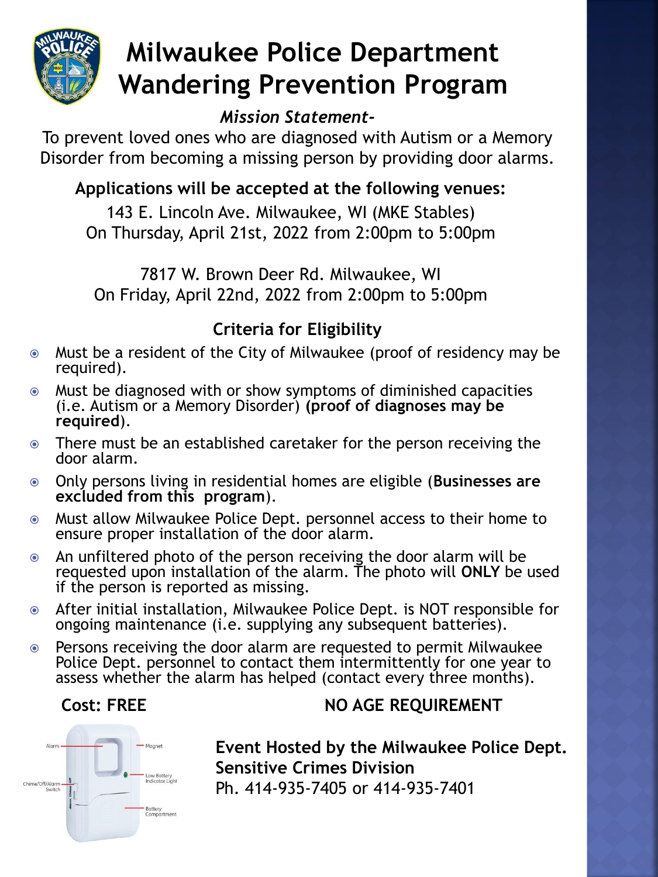# Milwaukee Police Department Wandering Prevention Program

***Mission Statement-***

To prevent loved ones who are diagnosed with Autism or a Memory Disorder from becoming a missing person by providing door alarms.

**Applications will be accepted at the following venues:**

143 E. Lincoln Ave. Milwaukee, WI (MKE Stables)
On Thursday, April 21st, 2022 from 2:00pm to 5:00pm

7817 W. Brown Deer Rd. Milwaukee, WI
On Friday, April 22nd, 2022 from 2:00pm to 5:00pm

**Criteria for Eligibility**

- Must be a resident of the City of Milwaukee (proof of residency may be required).
- Must be diagnosed with or show symptoms of diminished capacities (i.e. Autism or a Memory Disorder) **(proof of diagnoses may be required**).
- There must be an established caretaker for the person receiving the door alarm.
- Only persons living in residential homes are eligible (**Businesses are excluded from this program**).
- Must allow Milwaukee Police Dept. personnel access to their home to ensure proper installation of the door alarm.
- An unfiltered photo of the person receiving the door alarm will be requested upon installation of the alarm. The photo will **ONLY** be used if the person is reported as missing.
- After initial installation, Milwaukee Police Dept. is NOT responsible for ongoing maintenance (i.e. supplying any subsequent batteries).
- Persons receiving the door alarm are requested to permit Milwaukee Police Dept. personnel to contact them intermittently for one year to assess whether the alarm has helped (contact every three months).

**Cost: FREE**

**NO AGE REQUIREMENT**

Alarm
Magnet
Low Battery Indicator Light
Chime/Off/Alarm Switch
Battery Compartment

**Event Hosted by the Milwaukee Police Dept. Sensitive Crimes Division**
Ph. 414-935-7405 or 414-935-7401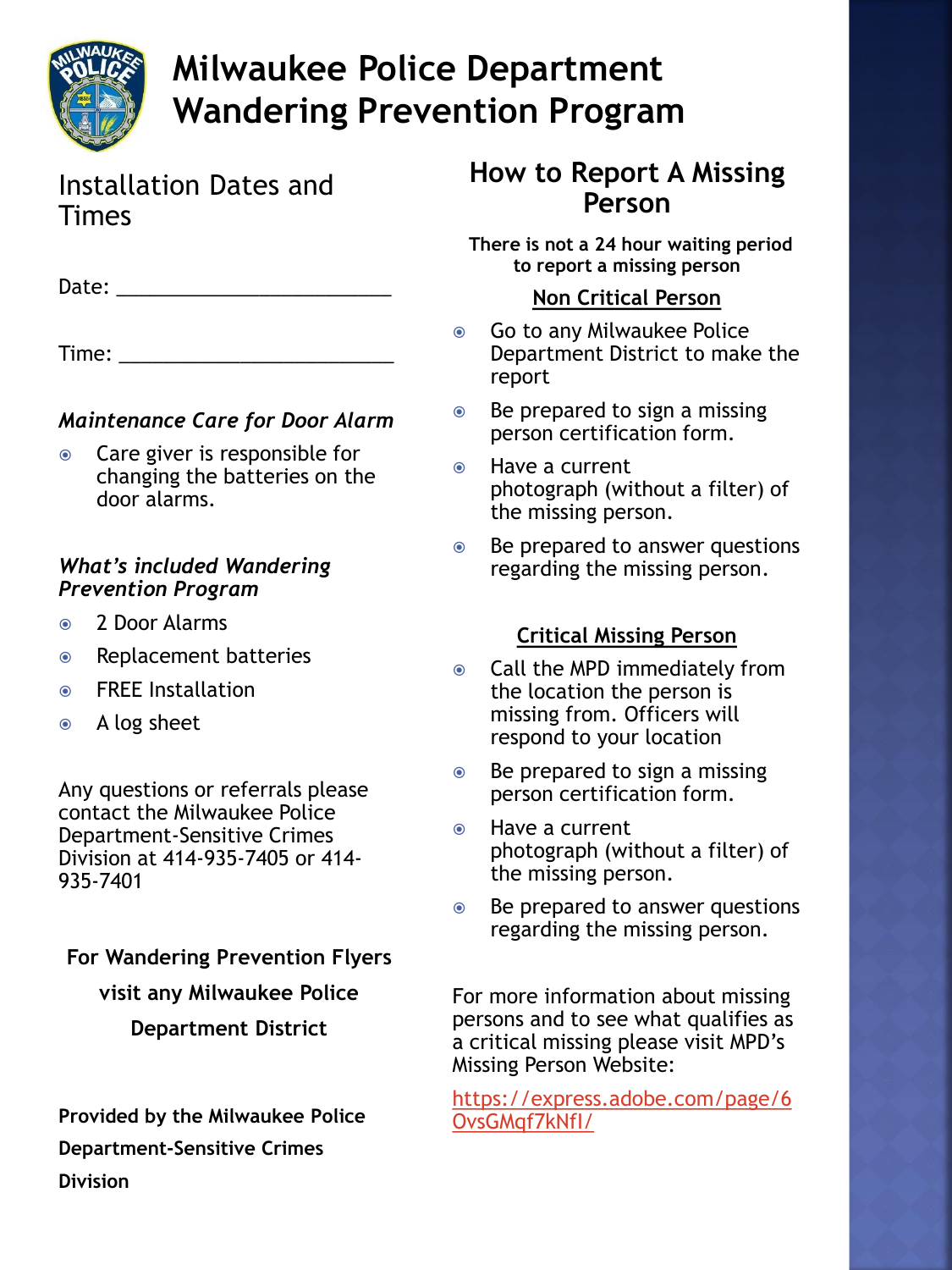# Milwaukee Police Department Wandering Prevention Program

## Installation Dates and Times

Date: ________________________

Time: ________________________

### *Maintenance Care for Door Alarm*

- Care giver is responsible for changing the batteries on the door alarms.

### *What's included Wandering Prevention Program*

- 2 Door Alarms
- Replacement batteries
- FREE Installation
- A log sheet

Any questions or referrals please contact the Milwaukee Police Department-Sensitive Crimes Division at 414-935-7405 or 414-935-7401

**For Wandering Prevention Flyers visit any Milwaukee Police Department District**

**Provided by the Milwaukee Police Department-Sensitive Crimes Division**

## How to Report A Missing Person

**There is not a 24 hour waiting period to report a missing person**

**Non Critical Person**

- Go to any Milwaukee Police Department District to make the report
- Be prepared to sign a missing person certification form.
- Have a current photograph (without a filter) of the missing person.
- Be prepared to answer questions regarding the missing person.

**Critical Missing Person**

- Call the MPD immediately from the location the person is missing from. Officers will respond to your location
- Be prepared to sign a missing person certification form.
- Have a current photograph (without a filter) of the missing person.
- Be prepared to answer questions regarding the missing person.

For more information about missing persons and to see what qualifies as a critical missing please visit MPD's Missing Person Website:

https://express.adobe.com/page/6OvsGMqf7kNfI/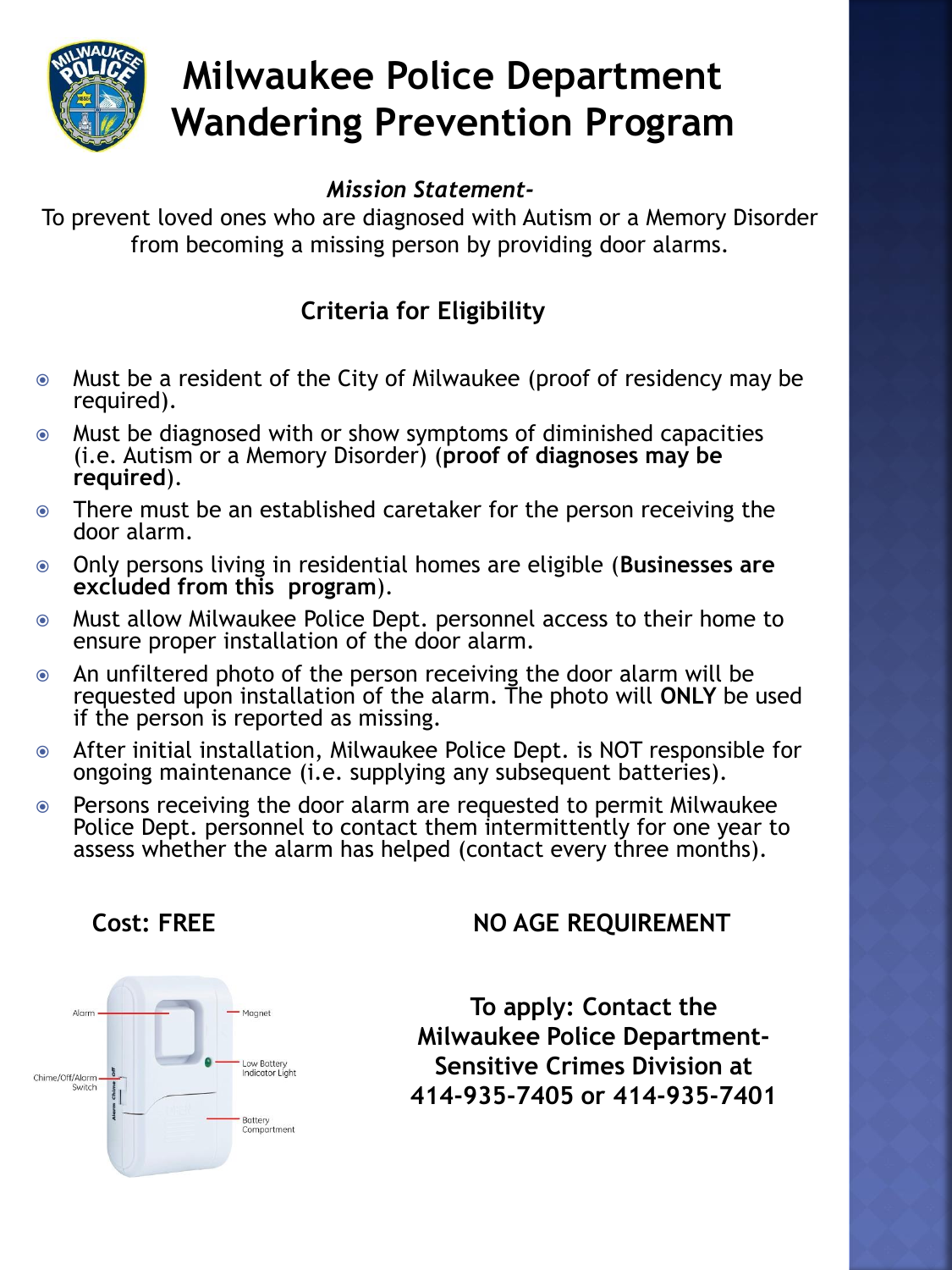# Milwaukee Police Department Wandering Prevention Program

***Mission Statement-***

To prevent loved ones who are diagnosed with Autism or a Memory Disorder from becoming a missing person by providing door alarms.

## Criteria for Eligibility

- Must be a resident of the City of Milwaukee (proof of residency may be required).
- Must be diagnosed with or show symptoms of diminished capacities (i.e. Autism or a Memory Disorder) (**proof of diagnoses may be required**).
- There must be an established caretaker for the person receiving the door alarm.
- Only persons living in residential homes are eligible (**Businesses are excluded from this program**).
- Must allow Milwaukee Police Dept. personnel access to their home to ensure proper installation of the door alarm.
- An unfiltered photo of the person receiving the door alarm will be requested upon installation of the alarm. The photo will **ONLY** be used if the person is reported as missing.
- After initial installation, Milwaukee Police Dept. is NOT responsible for ongoing maintenance (i.e. supplying any subsequent batteries).
- Persons receiving the door alarm are requested to permit Milwaukee Police Dept. personnel to contact them intermittently for one year to assess whether the alarm has helped (contact every three months).

**Cost: FREE**

**NO AGE REQUIREMENT**

Alarm

Magnet

Low Battery Indicator Light

Chime/Off/Alarm Switch

Battery Compartment

**To apply: Contact the Milwaukee Police Department- Sensitive Crimes Division at 414-935-7405 or 414-935-7401**